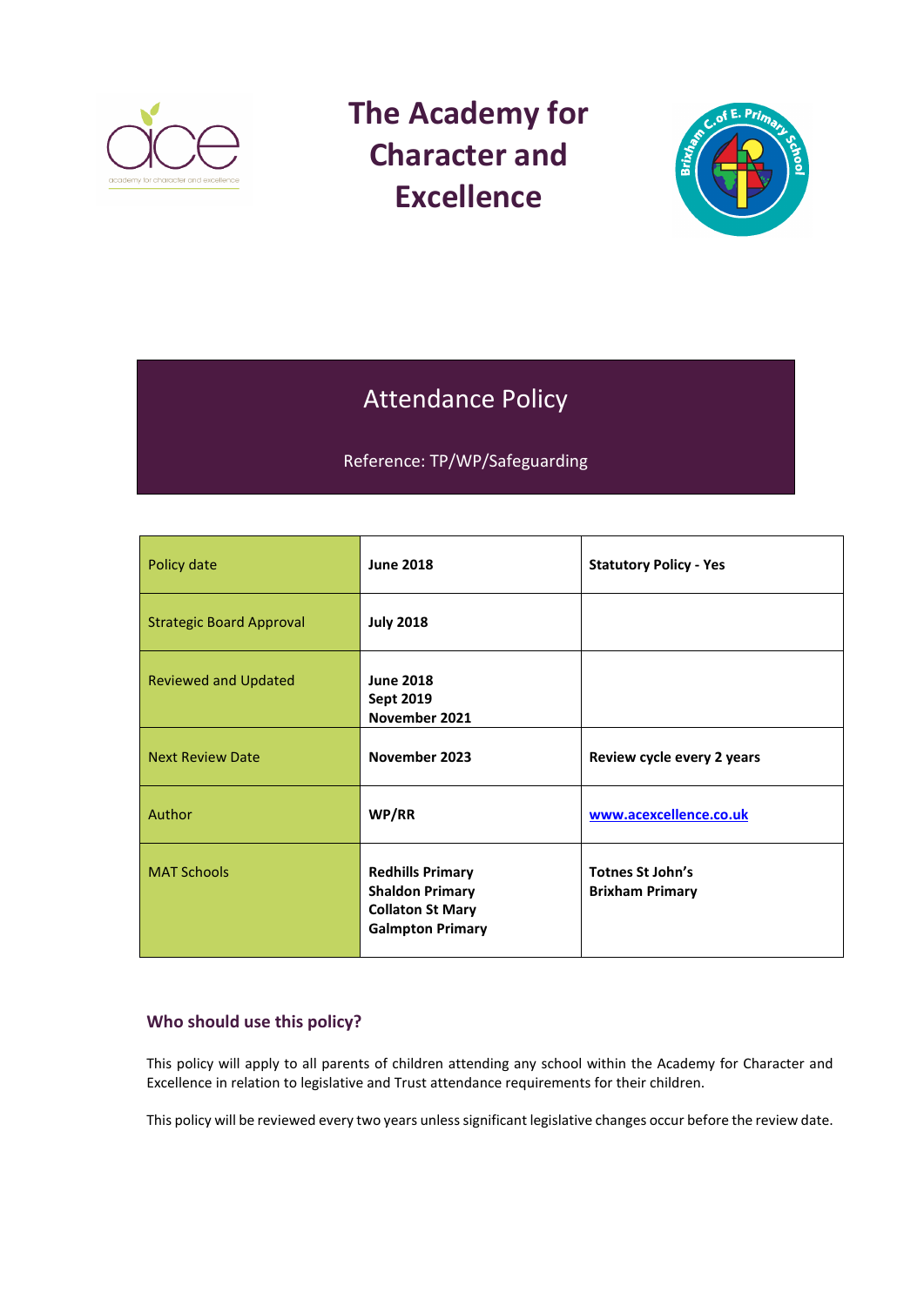# The Academy for Character and Excellence

## Attendance Policy

Reference: TP/WP/Safeguarding

| | | |
|---|---|---|
| Policy date | **June 2018** | **Statutory Policy - Yes** |
| Strategic Board Approval | **July 2018** | |
| Reviewed and Updated | **June 2018**<br>**Sept 2019**<br>**November 2021** | |
| Next Review Date | **November 2023** | **Review cycle every 2 years** |
| Author | **WP/RR** | **www.acexcellence.co.uk** |
| MAT Schools | **Redhills Primary**<br>**Shaldon Primary**<br>**Collaton St Mary**<br>**Galmpton Primary** | **Totnes St John's**<br>**Brixham Primary** |

### Who should use this policy?

This policy will apply to all parents of children attending any school within the Academy for Character and Excellence in relation to legislative and Trust attendance requirements for their children.

This policy will be reviewed every two years unless significant legislative changes occur before the review date.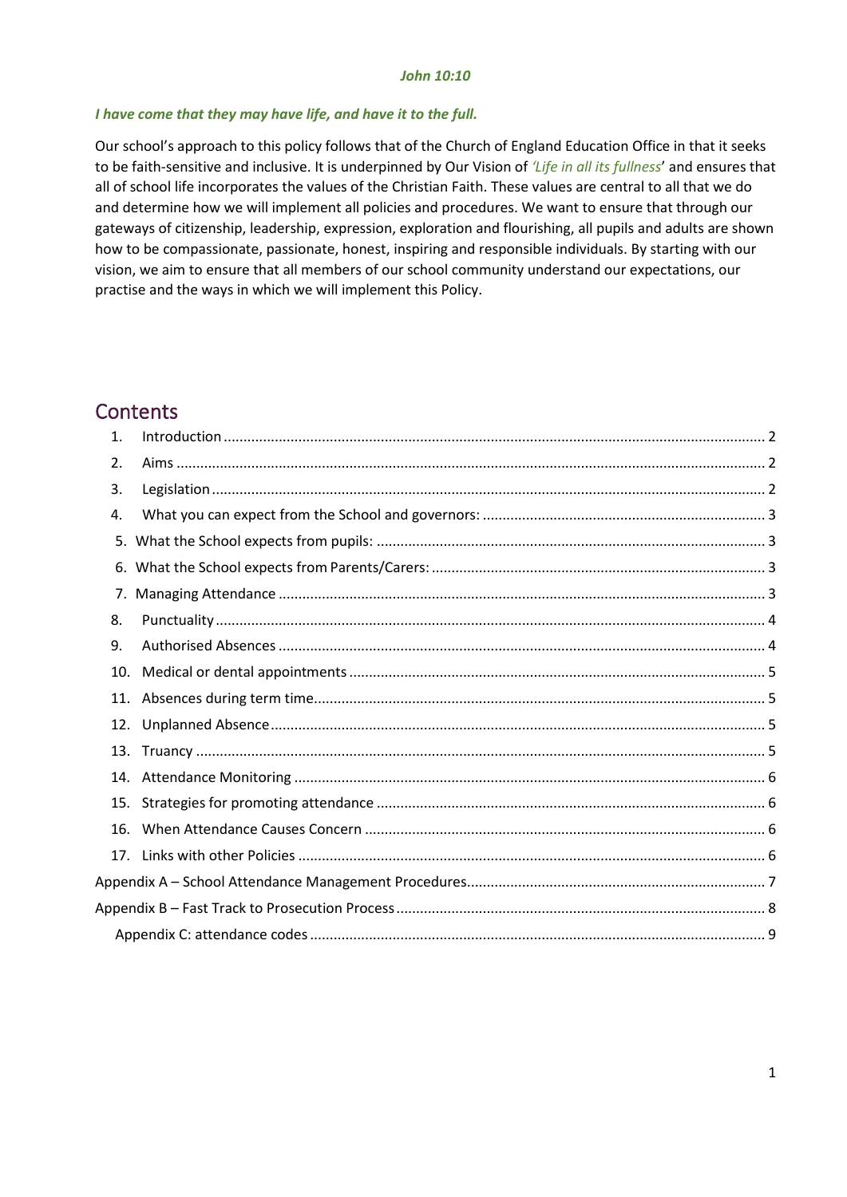***John 10:10***

***I have come that they may have life, and have it to the full.***

Our school's approach to this policy follows that of the Church of England Education Office in that it seeks to be faith-sensitive and inclusive. It is underpinned by Our Vision of *'Life in all its fullness*' and ensures that all of school life incorporates the values of the Christian Faith. These values are central to all that we do and determine how we will implement all policies and procedures. We want to ensure that through our gateways of citizenship, leadership, expression, exploration and flourishing, all pupils and adults are shown how to be compassionate, passionate, honest, inspiring and responsible individuals. By starting with our vision, we aim to ensure that all members of our school community understand our expectations, our practise and the ways in which we will implement this Policy.

## Contents

1. Introduction ..... 2
2. Aims ..... 2
3. Legislation ..... 2
4. What you can expect from the School and governors: ..... 3
5. What the School expects from pupils: ..... 3
6. What the School expects from Parents/Carers: ..... 3
7. Managing Attendance ..... 3
8. Punctuality ..... 4
9. Authorised Absences ..... 4
10. Medical or dental appointments ..... 5
11. Absences during term time ..... 5
12. Unplanned Absence ..... 5
13. Truancy ..... 5
14. Attendance Monitoring ..... 6
15. Strategies for promoting attendance ..... 6
16. When Attendance Causes Concern ..... 6
17. Links with other Policies ..... 6

Appendix A – School Attendance Management Procedures ..... 7

Appendix B – Fast Track to Prosecution Process ..... 8

Appendix C: attendance codes ..... 9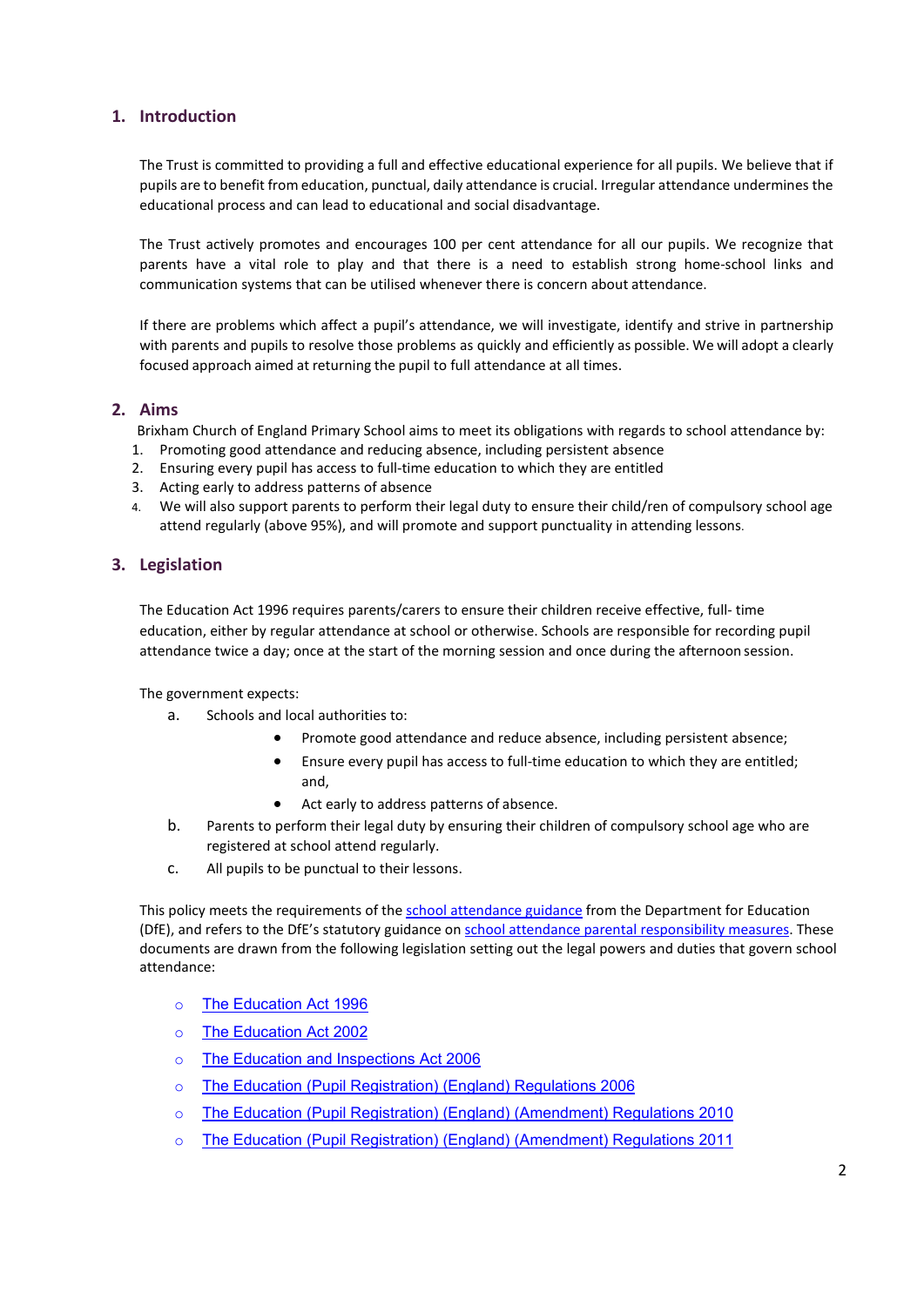## 1. Introduction

The Trust is committed to providing a full and effective educational experience for all pupils. We believe that if pupils are to benefit from education, punctual, daily attendance is crucial. Irregular attendance undermines the educational process and can lead to educational and social disadvantage.

The Trust actively promotes and encourages 100 per cent attendance for all our pupils. We recognize that parents have a vital role to play and that there is a need to establish strong home-school links and communication systems that can be utilised whenever there is concern about attendance.

If there are problems which affect a pupil's attendance, we will investigate, identify and strive in partnership with parents and pupils to resolve those problems as quickly and efficiently as possible. We will adopt a clearly focused approach aimed at returning the pupil to full attendance at all times.

## 2. Aims

Brixham Church of England Primary School aims to meet its obligations with regards to school attendance by:

1. Promoting good attendance and reducing absence, including persistent absence
2. Ensuring every pupil has access to full-time education to which they are entitled
3. Acting early to address patterns of absence
4. We will also support parents to perform their legal duty to ensure their child/ren of compulsory school age attend regularly (above 95%), and will promote and support punctuality in attending lessons.

## 3. Legislation

The Education Act 1996 requires parents/carers to ensure their children receive effective, full- time education, either by regular attendance at school or otherwise. Schools are responsible for recording pupil attendance twice a day; once at the start of the morning session and once during the afternoon session.

The government expects:

a. Schools and local authorities to:
   - Promote good attendance and reduce absence, including persistent absence;
   - Ensure every pupil has access to full-time education to which they are entitled; and,
   - Act early to address patterns of absence.
b. Parents to perform their legal duty by ensuring their children of compulsory school age who are registered at school attend regularly.
c. All pupils to be punctual to their lessons.

This policy meets the requirements of the school attendance guidance from the Department for Education (DfE), and refers to the DfE's statutory guidance on school attendance parental responsibility measures. These documents are drawn from the following legislation setting out the legal powers and duties that govern school attendance:

- The Education Act 1996
- The Education Act 2002
- The Education and Inspections Act 2006
- The Education (Pupil Registration) (England) Regulations 2006
- The Education (Pupil Registration) (England) (Amendment) Regulations 2010
- The Education (Pupil Registration) (England) (Amendment) Regulations 2011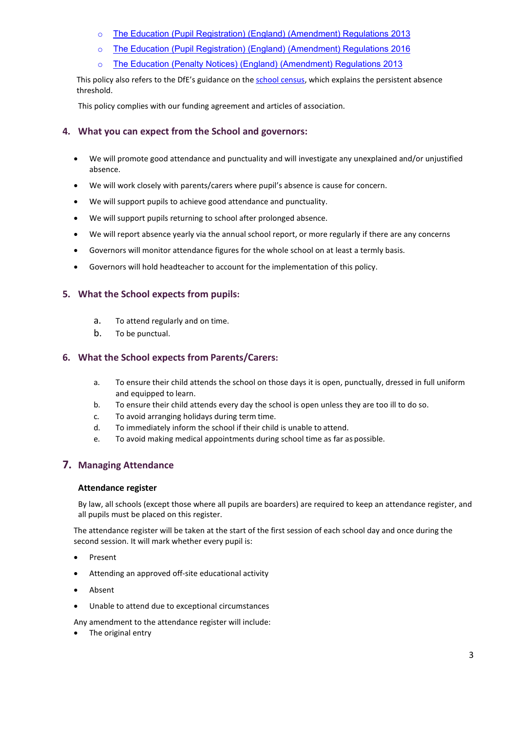- [The Education (Pupil Registration) (England) (Amendment) Regulations 2013]
- [The Education (Pupil Registration) (England) (Amendment) Regulations 2016]
- [The Education (Penalty Notices) (England) (Amendment) Regulations 2013]

This policy also refers to the DfE's guidance on the school census, which explains the persistent absence threshold.

This policy complies with our funding agreement and articles of association.

## 4. What you can expect from the School and governors:

- We will promote good attendance and punctuality and will investigate any unexplained and/or unjustified absence.
- We will work closely with parents/carers where pupil's absence is cause for concern.
- We will support pupils to achieve good attendance and punctuality.
- We will support pupils returning to school after prolonged absence.
- We will report absence yearly via the annual school report, or more regularly if there are any concerns
- Governors will monitor attendance figures for the whole school on at least a termly basis.
- Governors will hold headteacher to account for the implementation of this policy.

## 5. What the School expects from pupils:

a. To attend regularly and on time.
b. To be punctual.

## 6. What the School expects from Parents/Carers:

a. To ensure their child attends the school on those days it is open, punctually, dressed in full uniform and equipped to learn.
b. To ensure their child attends every day the school is open unless they are too ill to do so.
c. To avoid arranging holidays during term time.
d. To immediately inform the school if their child is unable to attend.
e. To avoid making medical appointments during school time as far as possible.

## 7. Managing Attendance

### Attendance register

By law, all schools (except those where all pupils are boarders) are required to keep an attendance register, and all pupils must be placed on this register.

The attendance register will be taken at the start of the first session of each school day and once during the second session. It will mark whether every pupil is:

- Present
- Attending an approved off-site educational activity
- Absent
- Unable to attend due to exceptional circumstances

Any amendment to the attendance register will include:

- The original entry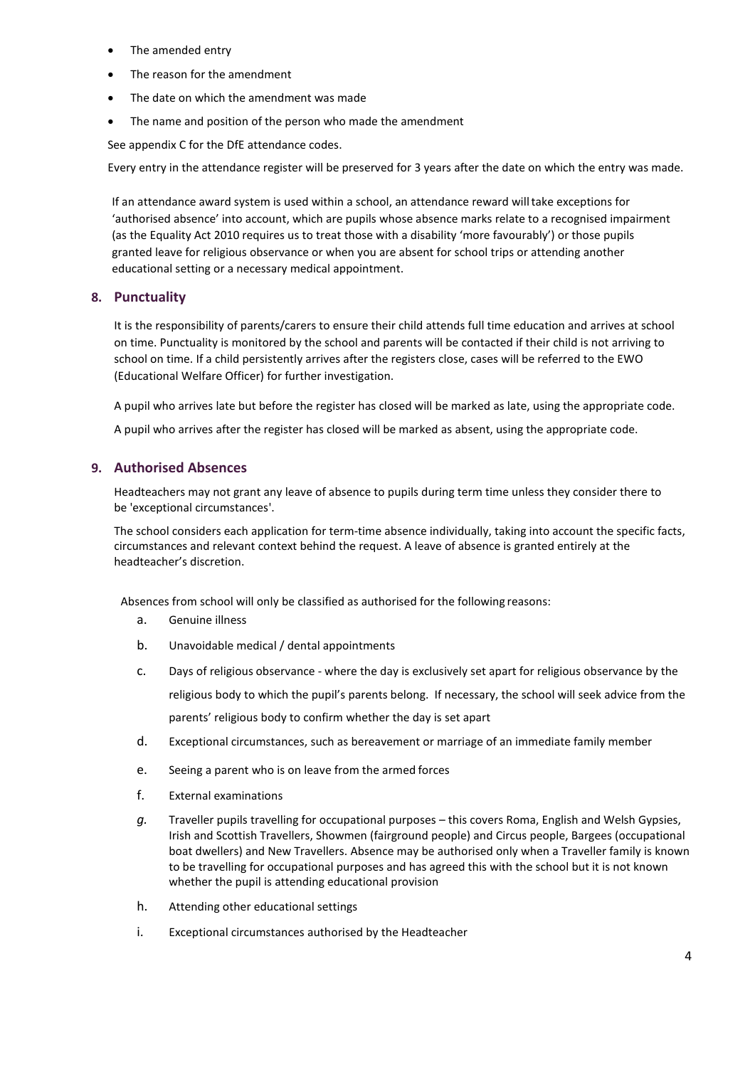- The amended entry
- The reason for the amendment
- The date on which the amendment was made
- The name and position of the person who made the amendment

See appendix C for the DfE attendance codes.

Every entry in the attendance register will be preserved for 3 years after the date on which the entry was made.

If an attendance award system is used within a school, an attendance reward will take exceptions for 'authorised absence' into account, which are pupils whose absence marks relate to a recognised impairment (as the Equality Act 2010 requires us to treat those with a disability 'more favourably') or those pupils granted leave for religious observance or when you are absent for school trips or attending another educational setting or a necessary medical appointment.

## 8. Punctuality

It is the responsibility of parents/carers to ensure their child attends full time education and arrives at school on time. Punctuality is monitored by the school and parents will be contacted if their child is not arriving to school on time. If a child persistently arrives after the registers close, cases will be referred to the EWO (Educational Welfare Officer) for further investigation.

A pupil who arrives late but before the register has closed will be marked as late, using the appropriate code.

A pupil who arrives after the register has closed will be marked as absent, using the appropriate code.

## 9. Authorised Absences

Headteachers may not grant any leave of absence to pupils during term time unless they consider there to be 'exceptional circumstances'.

The school considers each application for term-time absence individually, taking into account the specific facts, circumstances and relevant context behind the request. A leave of absence is granted entirely at the headteacher's discretion.

Absences from school will only be classified as authorised for the following reasons:

a. Genuine illness
b. Unavoidable medical / dental appointments
c. Days of religious observance - where the day is exclusively set apart for religious observance by the religious body to which the pupil's parents belong. If necessary, the school will seek advice from the parents' religious body to confirm whether the day is set apart
d. Exceptional circumstances, such as bereavement or marriage of an immediate family member
e. Seeing a parent who is on leave from the armed forces
f. External examinations
g. Traveller pupils travelling for occupational purposes – this covers Roma, English and Welsh Gypsies, Irish and Scottish Travellers, Showmen (fairground people) and Circus people, Bargees (occupational boat dwellers) and New Travellers. Absence may be authorised only when a Traveller family is known to be travelling for occupational purposes and has agreed this with the school but it is not known whether the pupil is attending educational provision
h. Attending other educational settings
i. Exceptional circumstances authorised by the Headteacher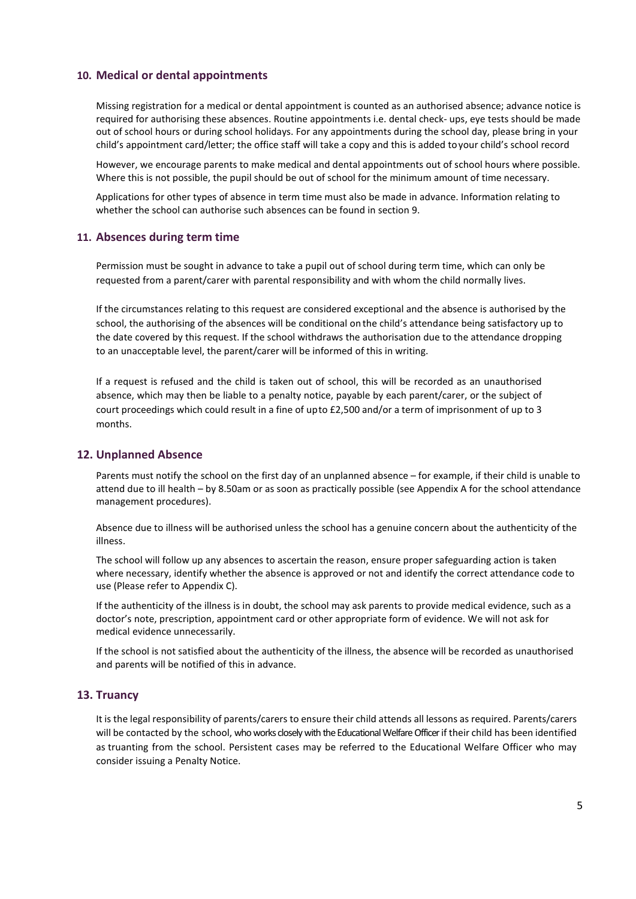## 10. Medical or dental appointments

Missing registration for a medical or dental appointment is counted as an authorised absence; advance notice is required for authorising these absences. Routine appointments i.e. dental check- ups, eye tests should be made out of school hours or during school holidays. For any appointments during the school day, please bring in your child's appointment card/letter; the office staff will take a copy and this is added to your child's school record

However, we encourage parents to make medical and dental appointments out of school hours where possible. Where this is not possible, the pupil should be out of school for the minimum amount of time necessary.

Applications for other types of absence in term time must also be made in advance. Information relating to whether the school can authorise such absences can be found in section 9.

## 11. Absences during term time

Permission must be sought in advance to take a pupil out of school during term time, which can only be requested from a parent/carer with parental responsibility and with whom the child normally lives.

If the circumstances relating to this request are considered exceptional and the absence is authorised by the school, the authorising of the absences will be conditional on the child's attendance being satisfactory up to the date covered by this request. If the school withdraws the authorisation due to the attendance dropping to an unacceptable level, the parent/carer will be informed of this in writing.

If a request is refused and the child is taken out of school, this will be recorded as an unauthorised absence, which may then be liable to a penalty notice, payable by each parent/carer, or the subject of court proceedings which could result in a fine of up to £2,500 and/or a term of imprisonment of up to 3 months.

## 12. Unplanned Absence

Parents must notify the school on the first day of an unplanned absence – for example, if their child is unable to attend due to ill health – by 8.50am or as soon as practically possible (see Appendix A for the school attendance management procedures).

Absence due to illness will be authorised unless the school has a genuine concern about the authenticity of the illness.

The school will follow up any absences to ascertain the reason, ensure proper safeguarding action is taken where necessary, identify whether the absence is approved or not and identify the correct attendance code to use (Please refer to Appendix C).

If the authenticity of the illness is in doubt, the school may ask parents to provide medical evidence, such as a doctor's note, prescription, appointment card or other appropriate form of evidence. We will not ask for medical evidence unnecessarily.

If the school is not satisfied about the authenticity of the illness, the absence will be recorded as unauthorised and parents will be notified of this in advance.

## 13. Truancy

It is the legal responsibility of parents/carers to ensure their child attends all lessons as required. Parents/carers will be contacted by the school, who works closely with the Educational Welfare Officer if their child has been identified as truanting from the school. Persistent cases may be referred to the Educational Welfare Officer who may consider issuing a Penalty Notice.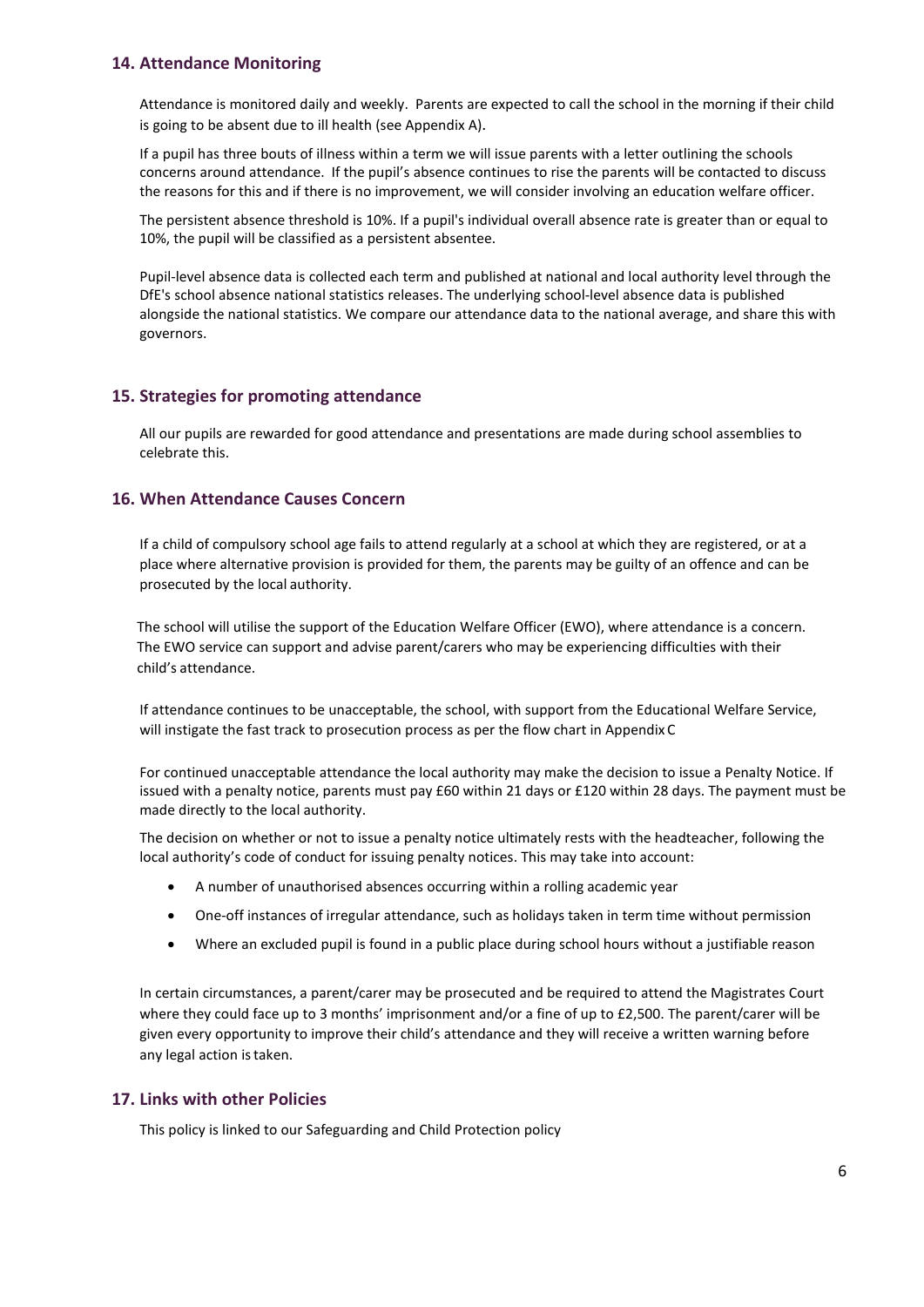## 14. Attendance Monitoring

Attendance is monitored daily and weekly. Parents are expected to call the school in the morning if their child is going to be absent due to ill health (see Appendix A).

If a pupil has three bouts of illness within a term we will issue parents with a letter outlining the schools concerns around attendance. If the pupil's absence continues to rise the parents will be contacted to discuss the reasons for this and if there is no improvement, we will consider involving an education welfare officer.

The persistent absence threshold is 10%. If a pupil's individual overall absence rate is greater than or equal to 10%, the pupil will be classified as a persistent absentee.

Pupil-level absence data is collected each term and published at national and local authority level through the DfE's school absence national statistics releases. The underlying school-level absence data is published alongside the national statistics. We compare our attendance data to the national average, and share this with governors.

## 15. Strategies for promoting attendance

All our pupils are rewarded for good attendance and presentations are made during school assemblies to celebrate this.

## 16. When Attendance Causes Concern

If a child of compulsory school age fails to attend regularly at a school at which they are registered, or at a place where alternative provision is provided for them, the parents may be guilty of an offence and can be prosecuted by the local authority.

The school will utilise the support of the Education Welfare Officer (EWO), where attendance is a concern. The EWO service can support and advise parent/carers who may be experiencing difficulties with their child's attendance.

If attendance continues to be unacceptable, the school, with support from the Educational Welfare Service, will instigate the fast track to prosecution process as per the flow chart in Appendix C

For continued unacceptable attendance the local authority may make the decision to issue a Penalty Notice. If issued with a penalty notice, parents must pay £60 within 21 days or £120 within 28 days. The payment must be made directly to the local authority.

The decision on whether or not to issue a penalty notice ultimately rests with the headteacher, following the local authority's code of conduct for issuing penalty notices. This may take into account:

- A number of unauthorised absences occurring within a rolling academic year
- One-off instances of irregular attendance, such as holidays taken in term time without permission
- Where an excluded pupil is found in a public place during school hours without a justifiable reason

In certain circumstances, a parent/carer may be prosecuted and be required to attend the Magistrates Court where they could face up to 3 months' imprisonment and/or a fine of up to £2,500. The parent/carer will be given every opportunity to improve their child's attendance and they will receive a written warning before any legal action is taken.

## 17. Links with other Policies

This policy is linked to our Safeguarding and Child Protection policy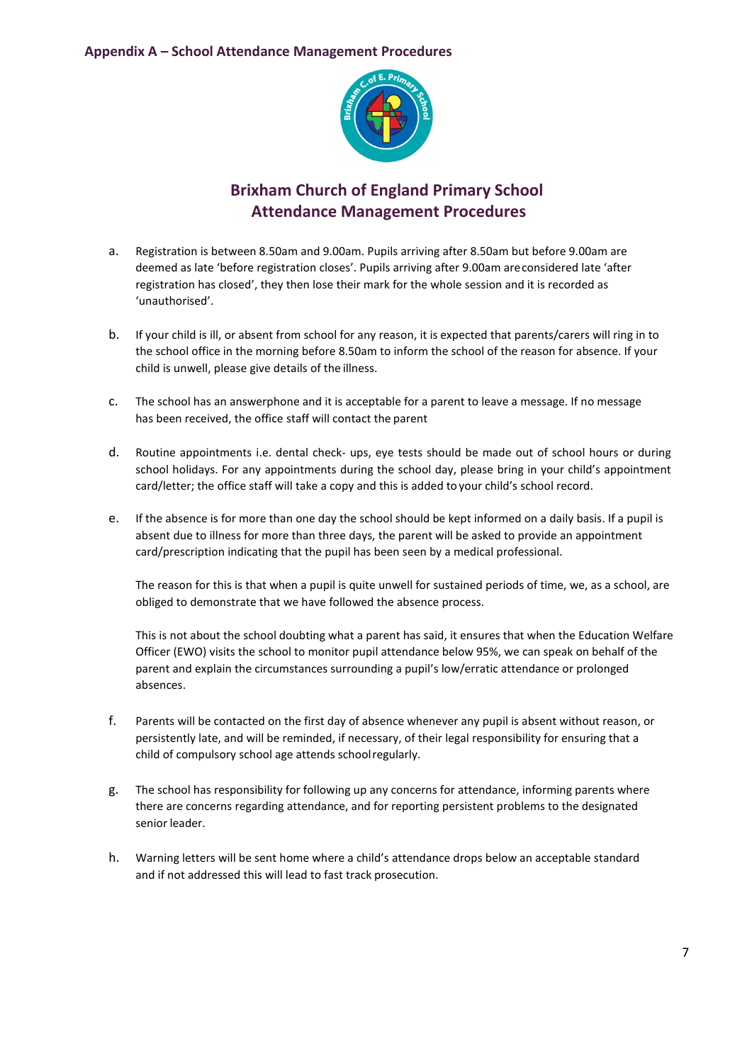## Appendix A – School Attendance Management Procedures

# Brixham Church of England Primary School
# Attendance Management Procedures

a. Registration is between 8.50am and 9.00am. Pupils arriving after 8.50am but before 9.00am are deemed as late 'before registration closes'. Pupils arriving after 9.00am are considered late 'after registration has closed', they then lose their mark for the whole session and it is recorded as 'unauthorised'.

b. If your child is ill, or absent from school for any reason, it is expected that parents/carers will ring in to the school office in the morning before 8.50am to inform the school of the reason for absence. If your child is unwell, please give details of the illness.

c. The school has an answerphone and it is acceptable for a parent to leave a message. If no message has been received, the office staff will contact the parent

d. Routine appointments i.e. dental check- ups, eye tests should be made out of school hours or during school holidays. For any appointments during the school day, please bring in your child's appointment card/letter; the office staff will take a copy and this is added to your child's school record.

e. If the absence is for more than one day the school should be kept informed on a daily basis. If a pupil is absent due to illness for more than three days, the parent will be asked to provide an appointment card/prescription indicating that the pupil has been seen by a medical professional.

   The reason for this is that when a pupil is quite unwell for sustained periods of time, we, as a school, are obliged to demonstrate that we have followed the absence process.

   This is not about the school doubting what a parent has said, it ensures that when the Education Welfare Officer (EWO) visits the school to monitor pupil attendance below 95%, we can speak on behalf of the parent and explain the circumstances surrounding a pupil's low/erratic attendance or prolonged absences.

f. Parents will be contacted on the first day of absence whenever any pupil is absent without reason, or persistently late, and will be reminded, if necessary, of their legal responsibility for ensuring that a child of compulsory school age attends school regularly.

g. The school has responsibility for following up any concerns for attendance, informing parents where there are concerns regarding attendance, and for reporting persistent problems to the designated senior leader.

h. Warning letters will be sent home where a child's attendance drops below an acceptable standard and if not addressed this will lead to fast track prosecution.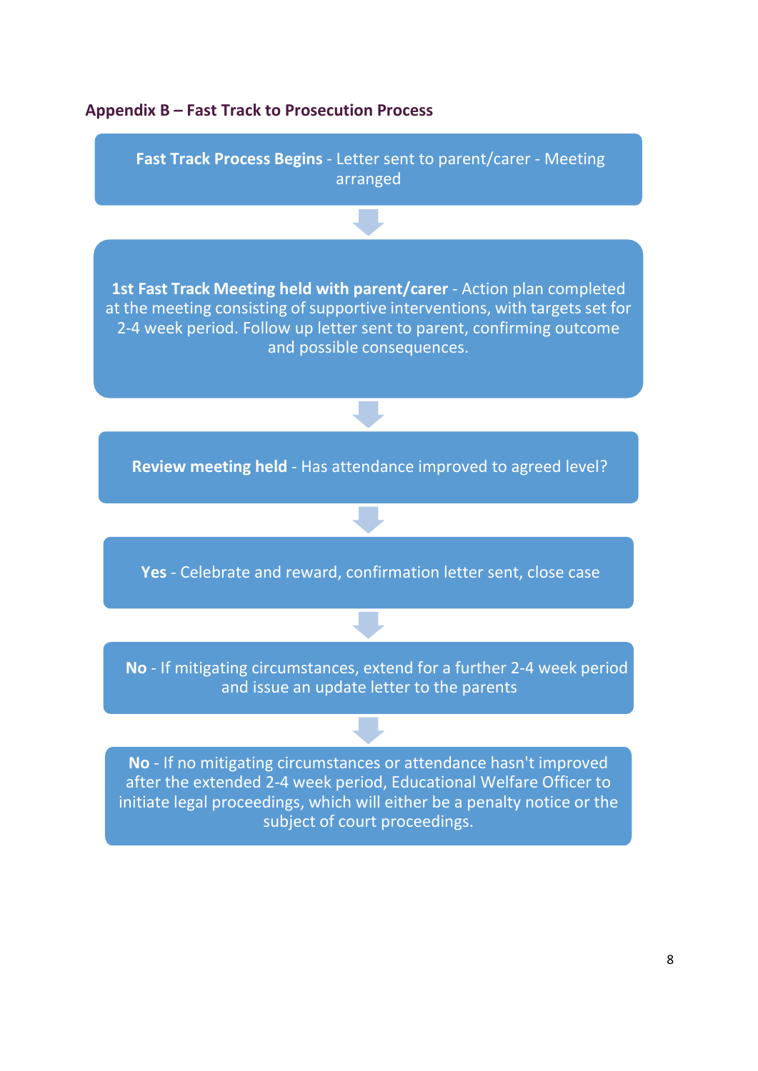### Appendix B – Fast Track to Prosecution Process

**Fast Track Process Begins** - Letter sent to parent/carer - Meeting arranged

↓

**1st Fast Track Meeting held with parent/carer** - Action plan completed at the meeting consisting of supportive interventions, with targets set for 2-4 week period. Follow up letter sent to parent, confirming outcome and possible consequences.

↓

**Review meeting held** - Has attendance improved to agreed level?

↓

**Yes** - Celebrate and reward, confirmation letter sent, close case

↓

**No** - If mitigating circumstances, extend for a further 2-4 week period and issue an update letter to the parents

↓

**No** - If no mitigating circumstances or attendance hasn't improved after the extended 2-4 week period, Educational Welfare Officer to initiate legal proceedings, which will either be a penalty notice or the subject of court proceedings.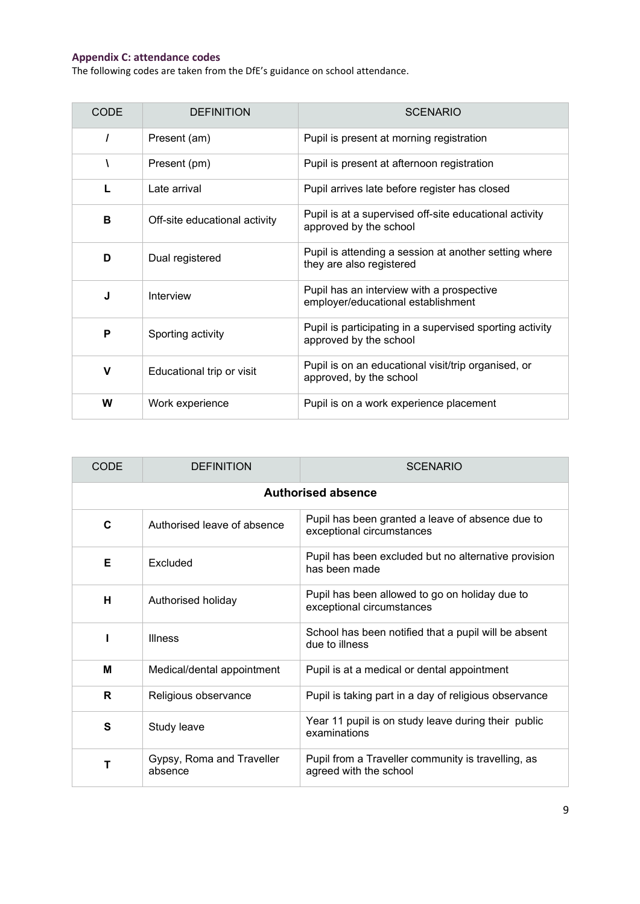### Appendix C: attendance codes

The following codes are taken from the DfE's guidance on school attendance.

| CODE | DEFINITION | SCENARIO |
|---|---|---|
| **/** | Present (am) | Pupil is present at morning registration |
| **\** | Present (pm) | Pupil is present at afternoon registration |
| **L** | Late arrival | Pupil arrives late before register has closed |
| **B** | Off-site educational activity | Pupil is at a supervised off-site educational activity approved by the school |
| **D** | Dual registered | Pupil is attending a session at another setting where they are also registered |
| **J** | Interview | Pupil has an interview with a prospective employer/educational establishment |
| **P** | Sporting activity | Pupil is participating in a supervised sporting activity approved by the school |
| **V** | Educational trip or visit | Pupil is on an educational visit/trip organised, or approved, by the school |
| **W** | Work experience | Pupil is on a work experience placement |

| CODE | DEFINITION | SCENARIO |
|---|---|---|
| **Authorised absence** | | |
| **C** | Authorised leave of absence | Pupil has been granted a leave of absence due to exceptional circumstances |
| **E** | Excluded | Pupil has been excluded but no alternative provision has been made |
| **H** | Authorised holiday | Pupil has been allowed to go on holiday due to exceptional circumstances |
| **I** | Illness | School has been notified that a pupil will be absent due to illness |
| **M** | Medical/dental appointment | Pupil is at a medical or dental appointment |
| **R** | Religious observance | Pupil is taking part in a day of religious observance |
| **S** | Study leave | Year 11 pupil is on study leave during their public examinations |
| **T** | Gypsy, Roma and Traveller absence | Pupil from a Traveller community is travelling, as agreed with the school |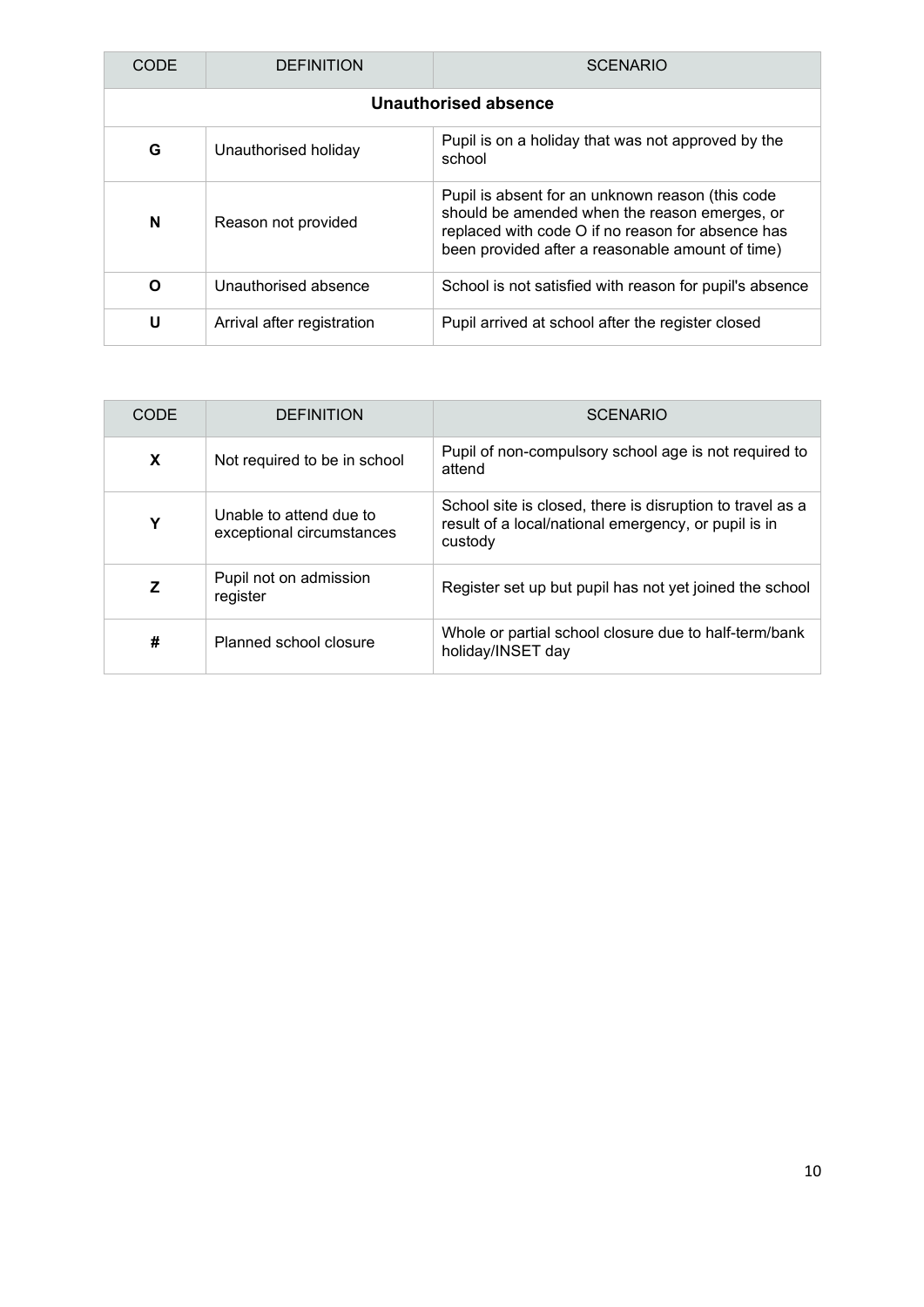| CODE | DEFINITION | SCENARIO |
| --- | --- | --- |
| **Unauthorised absence** | | |
| **G** | Unauthorised holiday | Pupil is on a holiday that was not approved by the school |
| **N** | Reason not provided | Pupil is absent for an unknown reason (this code should be amended when the reason emerges, or replaced with code O if no reason for absence has been provided after a reasonable amount of time) |
| **O** | Unauthorised absence | School is not satisfied with reason for pupil's absence |
| **U** | Arrival after registration | Pupil arrived at school after the register closed |

| CODE | DEFINITION | SCENARIO |
| --- | --- | --- |
| **X** | Not required to be in school | Pupil of non-compulsory school age is not required to attend |
| **Y** | Unable to attend due to exceptional circumstances | School site is closed, there is disruption to travel as a result of a local/national emergency, or pupil is in custody |
| **Z** | Pupil not on admission register | Register set up but pupil has not yet joined the school |
| **#** | Planned school closure | Whole or partial school closure due to half-term/bank holiday/INSET day |